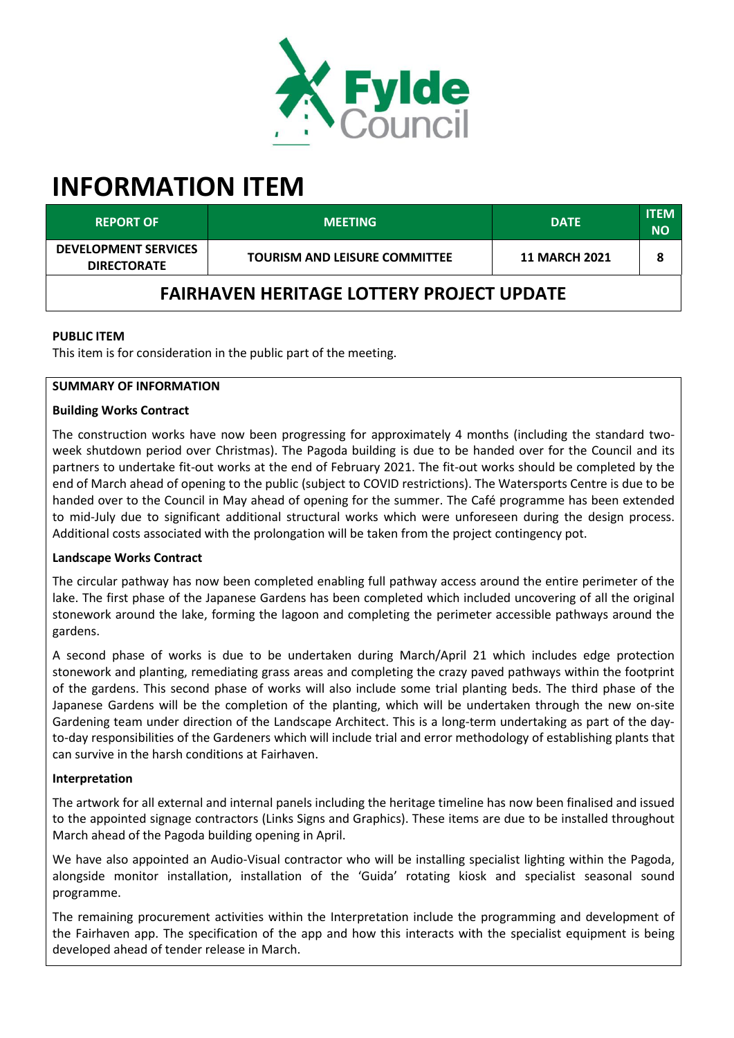# INFORMATION ITEM

| REPORT OF | MEETING | DATE | ITEM NO |
|---|---|---|---|
| DEVELOPMENT SERVICES DIRECTORATE | TOURISM AND LEISURE COMMITTEE | 11 MARCH 2021 | 8 |

## FAIRHAVEN HERITAGE LOTTERY PROJECT UPDATE

**PUBLIC ITEM**

This item is for consideration in the public part of the meeting.

**SUMMARY OF INFORMATION**

**Building Works Contract**

The construction works have now been progressing for approximately 4 months (including the standard two-week shutdown period over Christmas). The Pagoda building is due to be handed over for the Council and its partners to undertake fit-out works at the end of February 2021. The fit-out works should be completed by the end of March ahead of opening to the public (subject to COVID restrictions). The Watersports Centre is due to be handed over to the Council in May ahead of opening for the summer. The Café programme has been extended to mid-July due to significant additional structural works which were unforeseen during the design process. Additional costs associated with the prolongation will be taken from the project contingency pot.

**Landscape Works Contract**

The circular pathway has now been completed enabling full pathway access around the entire perimeter of the lake. The first phase of the Japanese Gardens has been completed which included uncovering of all the original stonework around the lake, forming the lagoon and completing the perimeter accessible pathways around the gardens.

A second phase of works is due to be undertaken during March/April 21 which includes edge protection stonework and planting, remediating grass areas and completing the crazy paved pathways within the footprint of the gardens. This second phase of works will also include some trial planting beds. The third phase of the Japanese Gardens will be the completion of the planting, which will be undertaken through the new on-site Gardening team under direction of the Landscape Architect. This is a long-term undertaking as part of the day-to-day responsibilities of the Gardeners which will include trial and error methodology of establishing plants that can survive in the harsh conditions at Fairhaven.

**Interpretation**

The artwork for all external and internal panels including the heritage timeline has now been finalised and issued to the appointed signage contractors (Links Signs and Graphics). These items are due to be installed throughout March ahead of the Pagoda building opening in April.

We have also appointed an Audio-Visual contractor who will be installing specialist lighting within the Pagoda, alongside monitor installation, installation of the 'Guida' rotating kiosk and specialist seasonal sound programme.

The remaining procurement activities within the Interpretation include the programming and development of the Fairhaven app. The specification of the app and how this interacts with the specialist equipment is being developed ahead of tender release in March.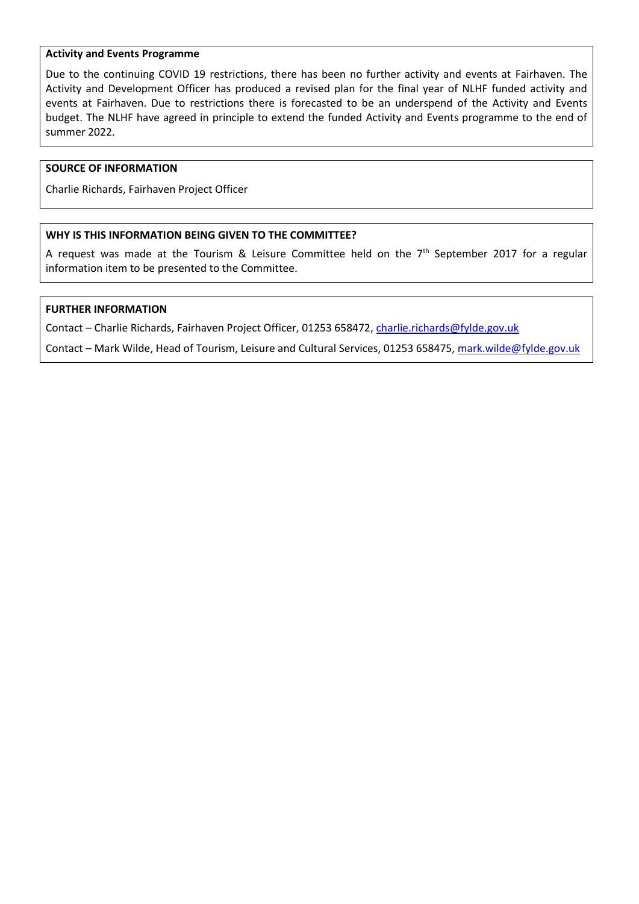**Activity and Events Programme**

Due to the continuing COVID 19 restrictions, there has been no further activity and events at Fairhaven. The Activity and Development Officer has produced a revised plan for the final year of NLHF funded activity and events at Fairhaven. Due to restrictions there is forecasted to be an underspend of the Activity and Events budget. The NLHF have agreed in principle to extend the funded Activity and Events programme to the end of summer 2022.

**SOURCE OF INFORMATION**

Charlie Richards, Fairhaven Project Officer

**WHY IS THIS INFORMATION BEING GIVEN TO THE COMMITTEE?**

A request was made at the Tourism & Leisure Committee held on the 7th September 2017 for a regular information item to be presented to the Committee.

**FURTHER INFORMATION**

Contact – Charlie Richards, Fairhaven Project Officer, 01253 658472, charlie.richards@fylde.gov.uk

Contact – Mark Wilde, Head of Tourism, Leisure and Cultural Services, 01253 658475, mark.wilde@fylde.gov.uk